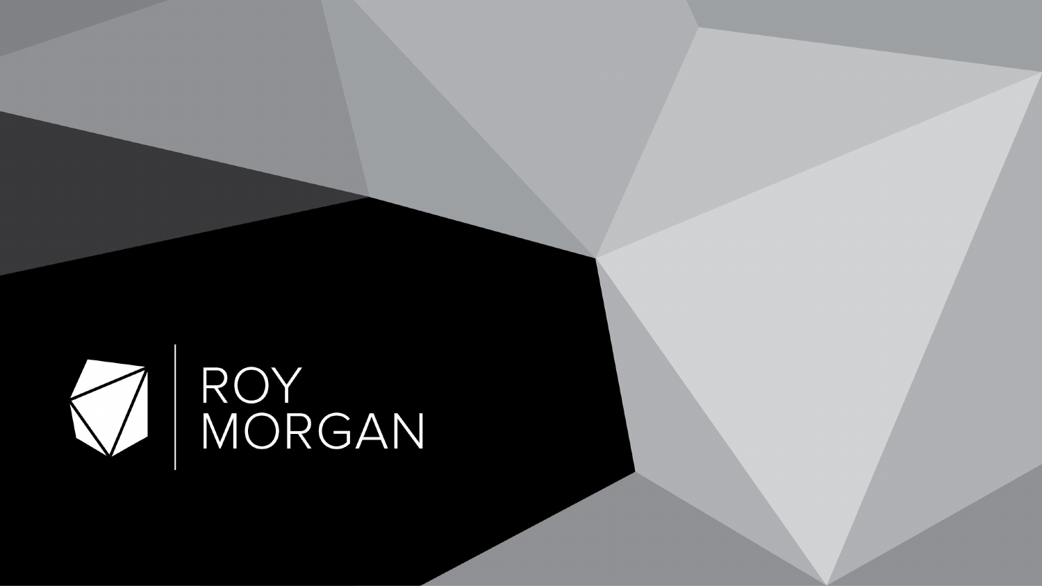ROY MORGAN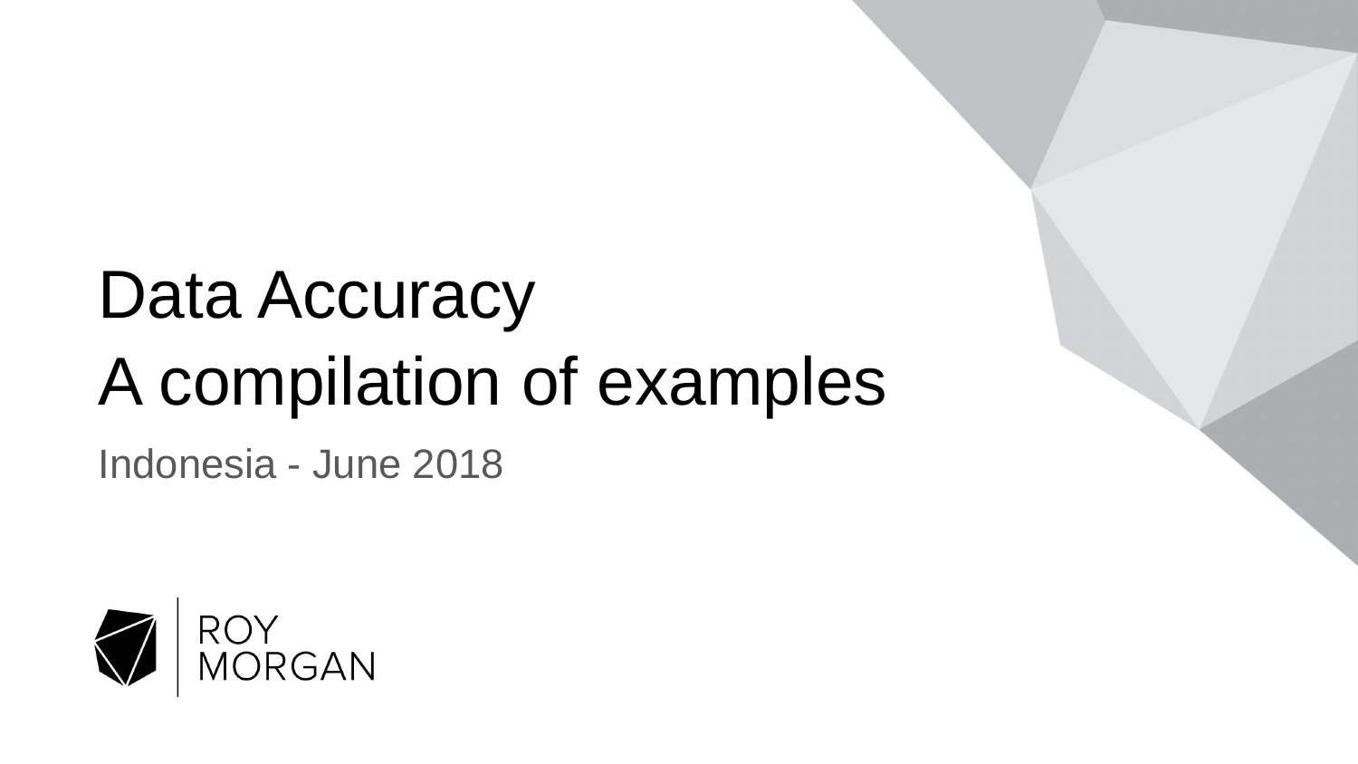# Data Accuracy
# A compilation of examples

Indonesia - June 2018

ROY MORGAN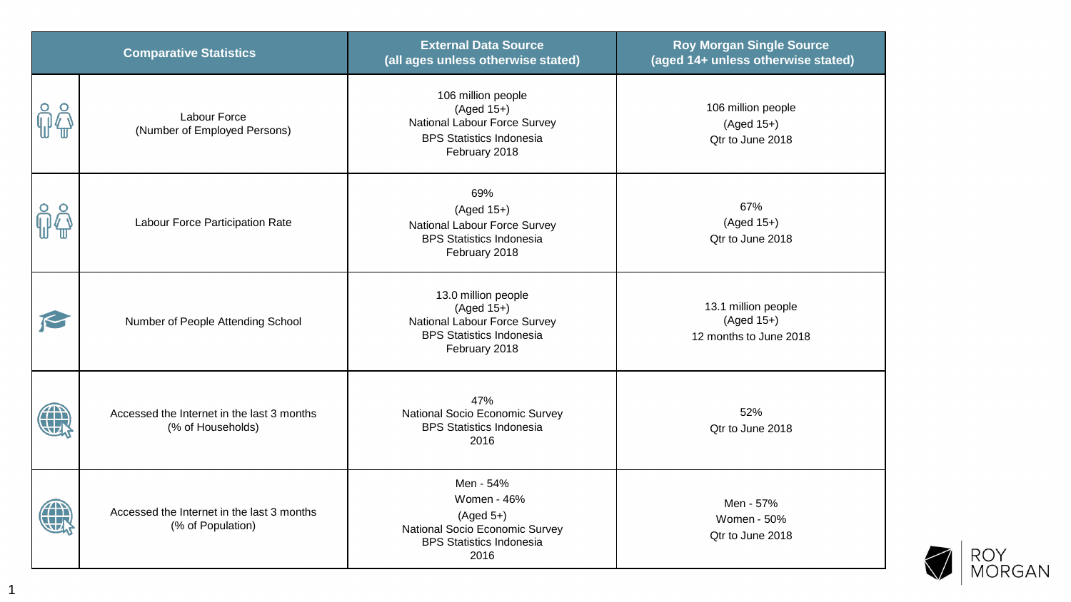| Comparative Statistics | | External Data Source (all ages unless otherwise stated) | Roy Morgan Single Source (aged 14+ unless otherwise stated) |
|---|---|---|---|
| | Labour Force (Number of Employed Persons) | 106 million people (Aged 15+) National Labour Force Survey BPS Statistics Indonesia February 2018 | 106 million people (Aged 15+) Qtr to June 2018 |
| | Labour Force Participation Rate | 69% (Aged 15+) National Labour Force Survey BPS Statistics Indonesia February 2018 | 67% (Aged 15+) Qtr to June 2018 |
| | Number of People Attending School | 13.0 million people (Aged 15+) National Labour Force Survey BPS Statistics Indonesia February 2018 | 13.1 million people (Aged 15+) 12 months to June 2018 |
| | Accessed the Internet in the last 3 months (% of Households) | 47% National Socio Economic Survey BPS Statistics Indonesia 2016 | 52% Qtr to June 2018 |
| | Accessed the Internet in the last 3 months (% of Population) | Men - 54% Women - 46% (Aged 5+) National Socio Economic Survey BPS Statistics Indonesia 2016 | Men - 57% Women - 50% Qtr to June 2018 |

ROY MORGAN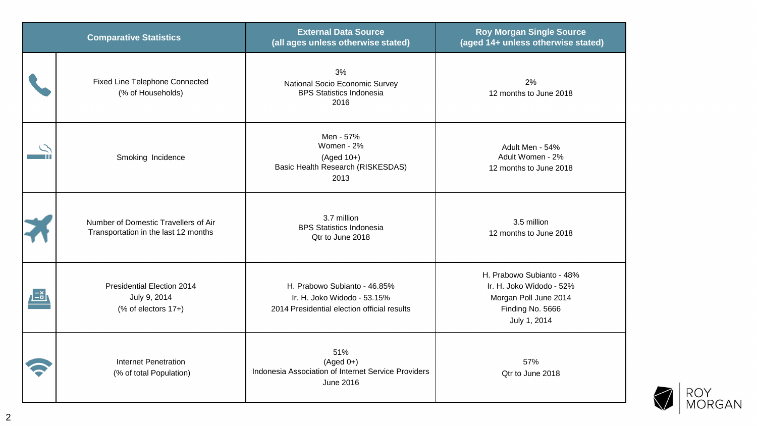| Comparative Statistics | External Data Source (all ages unless otherwise stated) | Roy Morgan Single Source (aged 14+ unless otherwise stated) |
|---|---|---|
| Fixed Line Telephone Connected (% of Households) | 3%<br>National Socio Economic Survey<br>BPS Statistics Indonesia<br>2016 | 2%<br>12 months to June 2018 |
| Smoking Incidence | Men - 57%<br>Women - 2%<br>(Aged 10+)<br>Basic Health Research (RISKESDAS)<br>2013 | Adult Men - 54%<br>Adult Women - 2%<br>12 months to June 2018 |
| Number of Domestic Travellers of Air Transportation in the last 12 months | 3.7 million<br>BPS Statistics Indonesia<br>Qtr to June 2018 | 3.5 million<br>12 months to June 2018 |
| Presidential Election 2014<br>July 9, 2014<br>(% of electors 17+) | H. Prabowo Subianto - 46.85%<br>Ir. H. Joko Widodo - 53.15%<br>2014 Presidential election official results | H. Prabowo Subianto - 48%<br>Ir. H. Joko Widodo - 52%<br>Morgan Poll June 2014<br>Finding No. 5666<br>July 1, 2014 |
| Internet Penetration<br>(% of total Population) | 51%<br>(Aged 0+)<br>Indonesia Association of Internet Service Providers<br>June 2016 | 57%<br>Qtr to June 2018 |

ROY MORGAN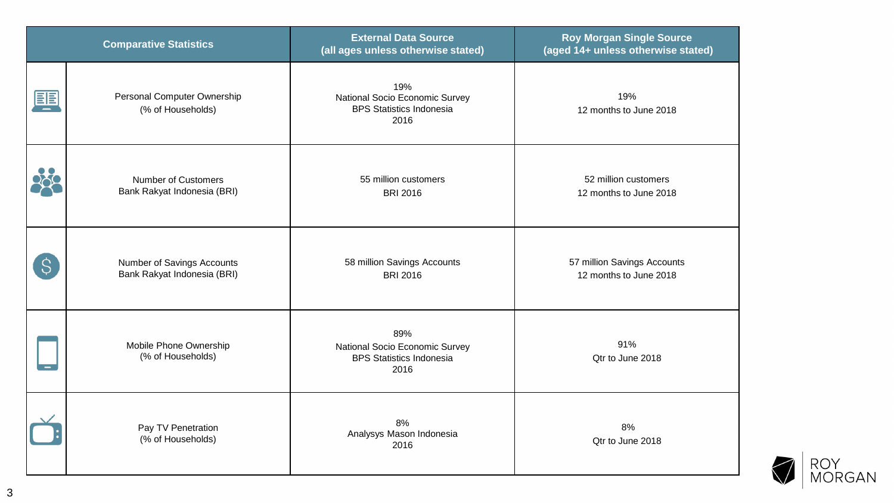| Comparative Statistics | External Data Source (all ages unless otherwise stated) | Roy Morgan Single Source (aged 14+ unless otherwise stated) |
|---|---|---|
| Personal Computer Ownership (% of Households) | 19% National Socio Economic Survey BPS Statistics Indonesia 2016 | 19% 12 months to June 2018 |
| Number of Customers Bank Rakyat Indonesia (BRI) | 55 million customers BRI 2016 | 52 million customers 12 months to June 2018 |
| Number of Savings Accounts Bank Rakyat Indonesia (BRI) | 58 million Savings Accounts BRI 2016 | 57 million Savings Accounts 12 months to June 2018 |
| Mobile Phone Ownership (% of Households) | 89% National Socio Economic Survey BPS Statistics Indonesia 2016 | 91% Qtr to June 2018 |
| Pay TV Penetration (% of Households) | 8% Analysys Mason Indonesia 2016 | 8% Qtr to June 2018 |

ROY MORGAN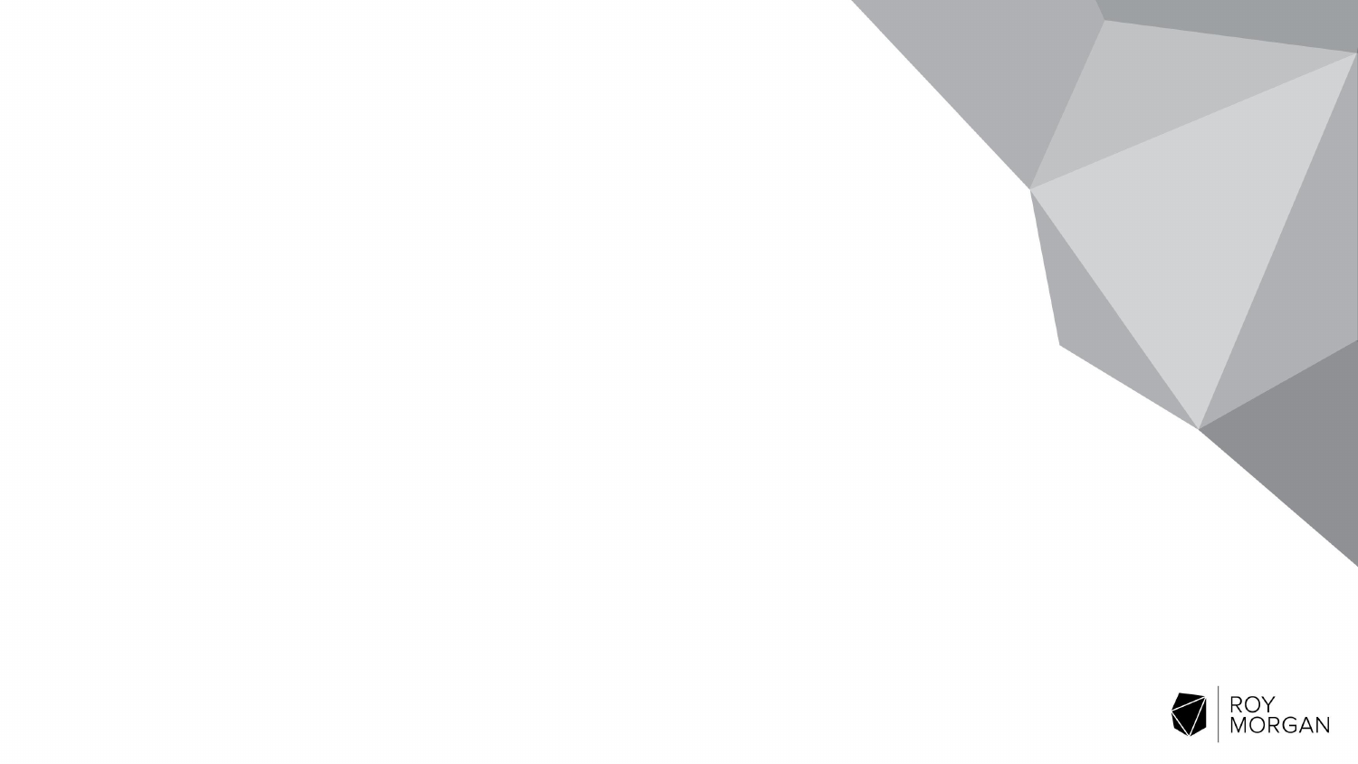ROY
MORGAN